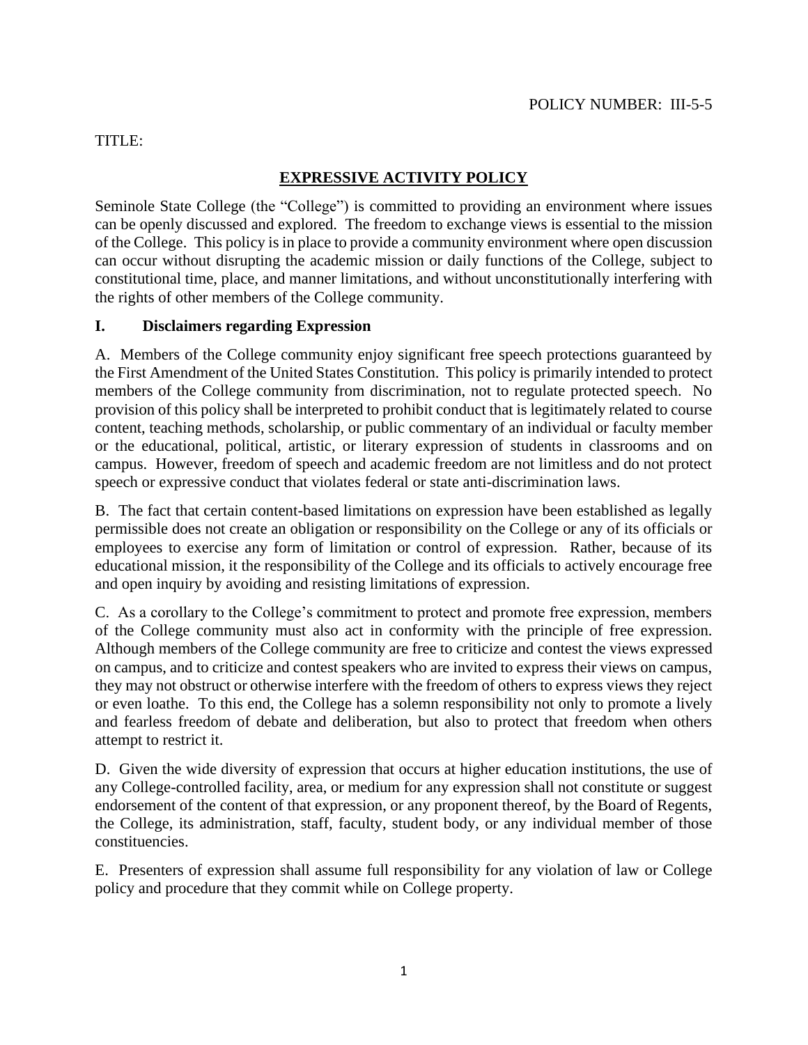POLICY NUMBER: III-5-5

TITLE:

# EXPRESSIVE ACTIVITY POLICY

Seminole State College (the "College") is committed to providing an environment where issues can be openly discussed and explored. The freedom to exchange views is essential to the mission of the College. This policy is in place to provide a community environment where open discussion can occur without disrupting the academic mission or daily functions of the College, subject to constitutional time, place, and manner limitations, and without unconstitutionally interfering with the rights of other members of the College community.

## I. Disclaimers regarding Expression

A. Members of the College community enjoy significant free speech protections guaranteed by the First Amendment of the United States Constitution. This policy is primarily intended to protect members of the College community from discrimination, not to regulate protected speech. No provision of this policy shall be interpreted to prohibit conduct that is legitimately related to course content, teaching methods, scholarship, or public commentary of an individual or faculty member or the educational, political, artistic, or literary expression of students in classrooms and on campus. However, freedom of speech and academic freedom are not limitless and do not protect speech or expressive conduct that violates federal or state anti-discrimination laws.

B. The fact that certain content-based limitations on expression have been established as legally permissible does not create an obligation or responsibility on the College or any of its officials or employees to exercise any form of limitation or control of expression. Rather, because of its educational mission, it the responsibility of the College and its officials to actively encourage free and open inquiry by avoiding and resisting limitations of expression.

C. As a corollary to the College's commitment to protect and promote free expression, members of the College community must also act in conformity with the principle of free expression. Although members of the College community are free to criticize and contest the views expressed on campus, and to criticize and contest speakers who are invited to express their views on campus, they may not obstruct or otherwise interfere with the freedom of others to express views they reject or even loathe. To this end, the College has a solemn responsibility not only to promote a lively and fearless freedom of debate and deliberation, but also to protect that freedom when others attempt to restrict it.

D. Given the wide diversity of expression that occurs at higher education institutions, the use of any College-controlled facility, area, or medium for any expression shall not constitute or suggest endorsement of the content of that expression, or any proponent thereof, by the Board of Regents, the College, its administration, staff, faculty, student body, or any individual member of those constituencies.

E. Presenters of expression shall assume full responsibility for any violation of law or College policy and procedure that they commit while on College property.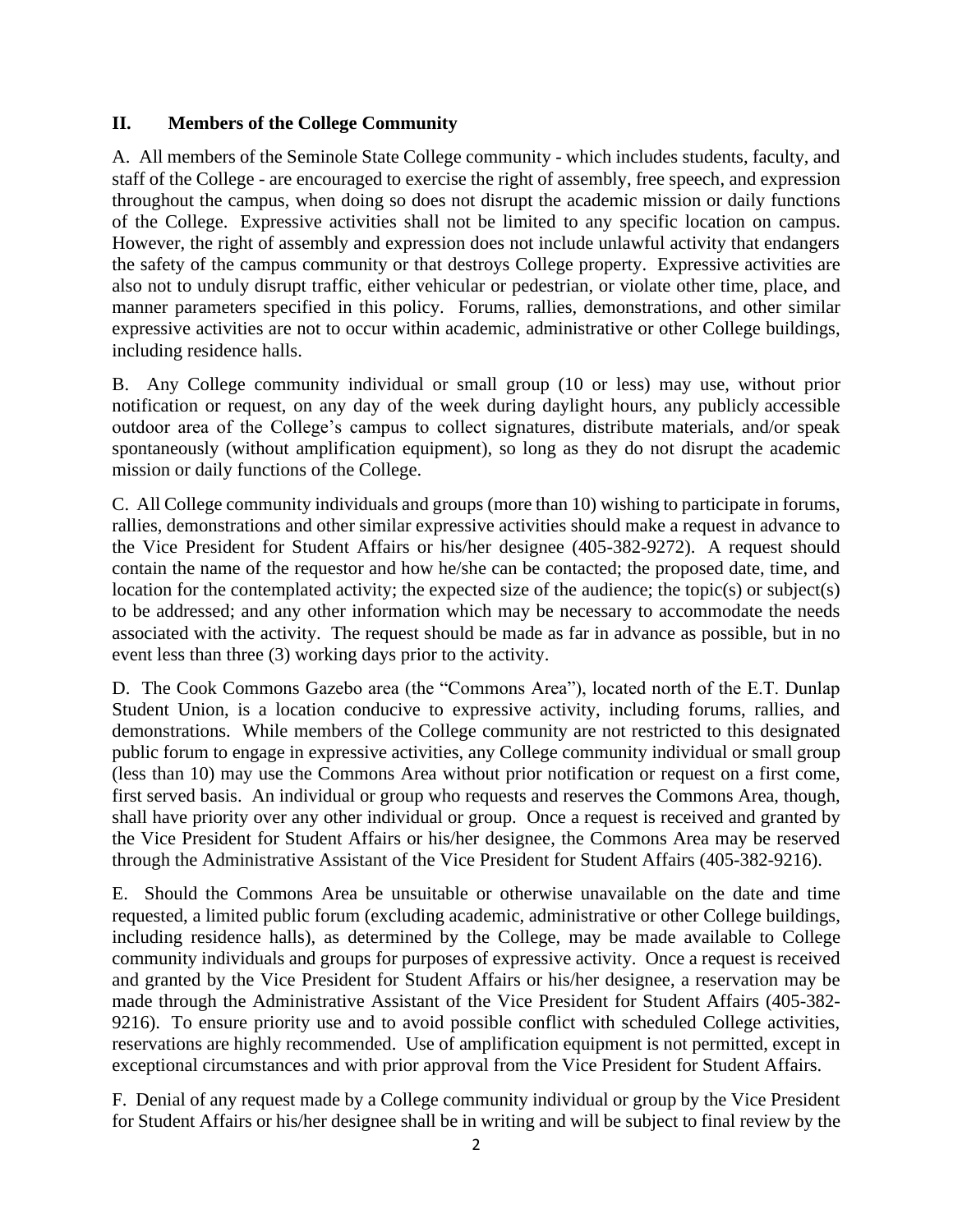## II. Members of the College Community

A. All members of the Seminole State College community - which includes students, faculty, and staff of the College - are encouraged to exercise the right of assembly, free speech, and expression throughout the campus, when doing so does not disrupt the academic mission or daily functions of the College. Expressive activities shall not be limited to any specific location on campus. However, the right of assembly and expression does not include unlawful activity that endangers the safety of the campus community or that destroys College property. Expressive activities are also not to unduly disrupt traffic, either vehicular or pedestrian, or violate other time, place, and manner parameters specified in this policy. Forums, rallies, demonstrations, and other similar expressive activities are not to occur within academic, administrative or other College buildings, including residence halls.

B. Any College community individual or small group (10 or less) may use, without prior notification or request, on any day of the week during daylight hours, any publicly accessible outdoor area of the College's campus to collect signatures, distribute materials, and/or speak spontaneously (without amplification equipment), so long as they do not disrupt the academic mission or daily functions of the College.

C. All College community individuals and groups (more than 10) wishing to participate in forums, rallies, demonstrations and other similar expressive activities should make a request in advance to the Vice President for Student Affairs or his/her designee (405-382-9272). A request should contain the name of the requestor and how he/she can be contacted; the proposed date, time, and location for the contemplated activity; the expected size of the audience; the topic(s) or subject(s) to be addressed; and any other information which may be necessary to accommodate the needs associated with the activity. The request should be made as far in advance as possible, but in no event less than three (3) working days prior to the activity.

D. The Cook Commons Gazebo area (the "Commons Area"), located north of the E.T. Dunlap Student Union, is a location conducive to expressive activity, including forums, rallies, and demonstrations. While members of the College community are not restricted to this designated public forum to engage in expressive activities, any College community individual or small group (less than 10) may use the Commons Area without prior notification or request on a first come, first served basis. An individual or group who requests and reserves the Commons Area, though, shall have priority over any other individual or group. Once a request is received and granted by the Vice President for Student Affairs or his/her designee, the Commons Area may be reserved through the Administrative Assistant of the Vice President for Student Affairs (405-382-9216).

E. Should the Commons Area be unsuitable or otherwise unavailable on the date and time requested, a limited public forum (excluding academic, administrative or other College buildings, including residence halls), as determined by the College, may be made available to College community individuals and groups for purposes of expressive activity. Once a request is received and granted by the Vice President for Student Affairs or his/her designee, a reservation may be made through the Administrative Assistant of the Vice President for Student Affairs (405-382-9216). To ensure priority use and to avoid possible conflict with scheduled College activities, reservations are highly recommended. Use of amplification equipment is not permitted, except in exceptional circumstances and with prior approval from the Vice President for Student Affairs.

F. Denial of any request made by a College community individual or group by the Vice President for Student Affairs or his/her designee shall be in writing and will be subject to final review by the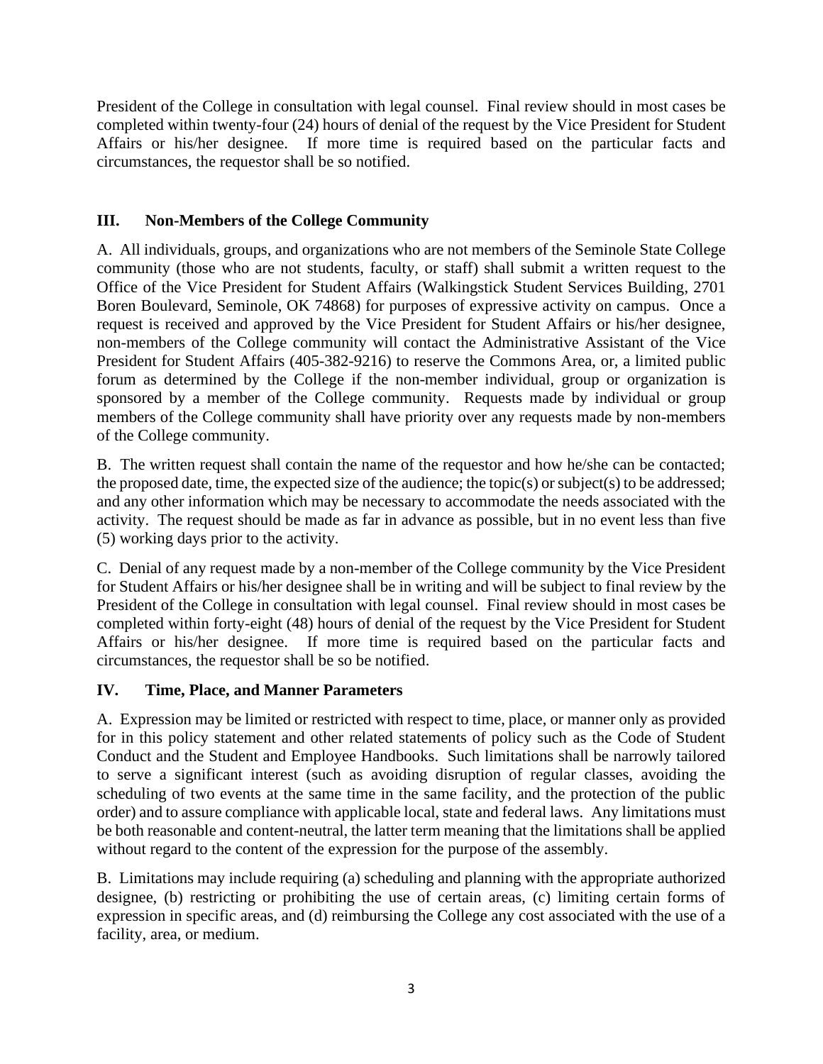President of the College in consultation with legal counsel. Final review should in most cases be completed within twenty-four (24) hours of denial of the request by the Vice President for Student Affairs or his/her designee. If more time is required based on the particular facts and circumstances, the requestor shall be so notified.

## III. Non-Members of the College Community

A. All individuals, groups, and organizations who are not members of the Seminole State College community (those who are not students, faculty, or staff) shall submit a written request to the Office of the Vice President for Student Affairs (Walkingstick Student Services Building, 2701 Boren Boulevard, Seminole, OK 74868) for purposes of expressive activity on campus. Once a request is received and approved by the Vice President for Student Affairs or his/her designee, non-members of the College community will contact the Administrative Assistant of the Vice President for Student Affairs (405-382-9216) to reserve the Commons Area, or, a limited public forum as determined by the College if the non-member individual, group or organization is sponsored by a member of the College community. Requests made by individual or group members of the College community shall have priority over any requests made by non-members of the College community.

B. The written request shall contain the name of the requestor and how he/she can be contacted; the proposed date, time, the expected size of the audience; the topic(s) or subject(s) to be addressed; and any other information which may be necessary to accommodate the needs associated with the activity. The request should be made as far in advance as possible, but in no event less than five (5) working days prior to the activity.

C. Denial of any request made by a non-member of the College community by the Vice President for Student Affairs or his/her designee shall be in writing and will be subject to final review by the President of the College in consultation with legal counsel. Final review should in most cases be completed within forty-eight (48) hours of denial of the request by the Vice President for Student Affairs or his/her designee. If more time is required based on the particular facts and circumstances, the requestor shall be so be notified.

## IV. Time, Place, and Manner Parameters

A. Expression may be limited or restricted with respect to time, place, or manner only as provided for in this policy statement and other related statements of policy such as the Code of Student Conduct and the Student and Employee Handbooks. Such limitations shall be narrowly tailored to serve a significant interest (such as avoiding disruption of regular classes, avoiding the scheduling of two events at the same time in the same facility, and the protection of the public order) and to assure compliance with applicable local, state and federal laws. Any limitations must be both reasonable and content-neutral, the latter term meaning that the limitations shall be applied without regard to the content of the expression for the purpose of the assembly.

B. Limitations may include requiring (a) scheduling and planning with the appropriate authorized designee, (b) restricting or prohibiting the use of certain areas, (c) limiting certain forms of expression in specific areas, and (d) reimbursing the College any cost associated with the use of a facility, area, or medium.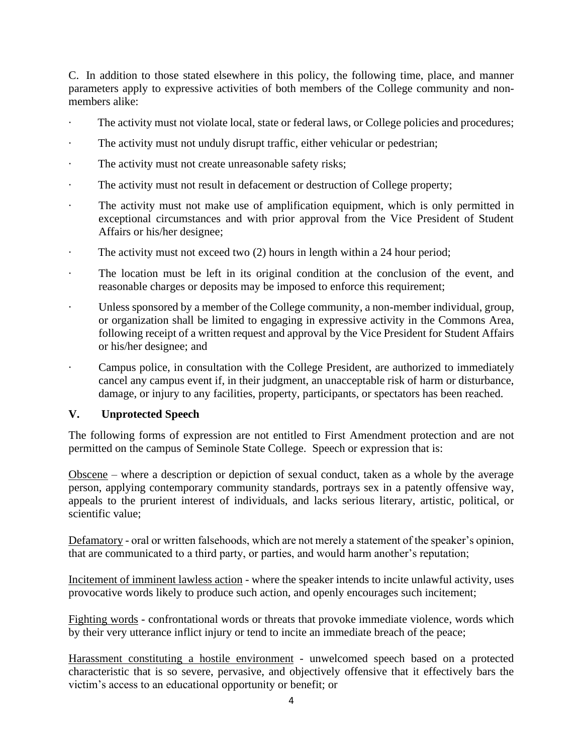C. In addition to those stated elsewhere in this policy, the following time, place, and manner parameters apply to expressive activities of both members of the College community and non-members alike:

- The activity must not violate local, state or federal laws, or College policies and procedures;
- The activity must not unduly disrupt traffic, either vehicular or pedestrian;
- The activity must not create unreasonable safety risks;
- The activity must not result in defacement or destruction of College property;
- The activity must not make use of amplification equipment, which is only permitted in exceptional circumstances and with prior approval from the Vice President of Student Affairs or his/her designee;
- The activity must not exceed two (2) hours in length within a 24 hour period;
- The location must be left in its original condition at the conclusion of the event, and reasonable charges or deposits may be imposed to enforce this requirement;
- Unless sponsored by a member of the College community, a non-member individual, group, or organization shall be limited to engaging in expressive activity in the Commons Area, following receipt of a written request and approval by the Vice President for Student Affairs or his/her designee; and
- Campus police, in consultation with the College President, are authorized to immediately cancel any campus event if, in their judgment, an unacceptable risk of harm or disturbance, damage, or injury to any facilities, property, participants, or spectators has been reached.

## V. Unprotected Speech

The following forms of expression are not entitled to First Amendment protection and are not permitted on the campus of Seminole State College. Speech or expression that is:

Obscene – where a description or depiction of sexual conduct, taken as a whole by the average person, applying contemporary community standards, portrays sex in a patently offensive way, appeals to the prurient interest of individuals, and lacks serious literary, artistic, political, or scientific value;

Defamatory - oral or written falsehoods, which are not merely a statement of the speaker's opinion, that are communicated to a third party, or parties, and would harm another's reputation;

Incitement of imminent lawless action - where the speaker intends to incite unlawful activity, uses provocative words likely to produce such action, and openly encourages such incitement;

Fighting words - confrontational words or threats that provoke immediate violence, words which by their very utterance inflict injury or tend to incite an immediate breach of the peace;

Harassment constituting a hostile environment - unwelcomed speech based on a protected characteristic that is so severe, pervasive, and objectively offensive that it effectively bars the victim's access to an educational opportunity or benefit; or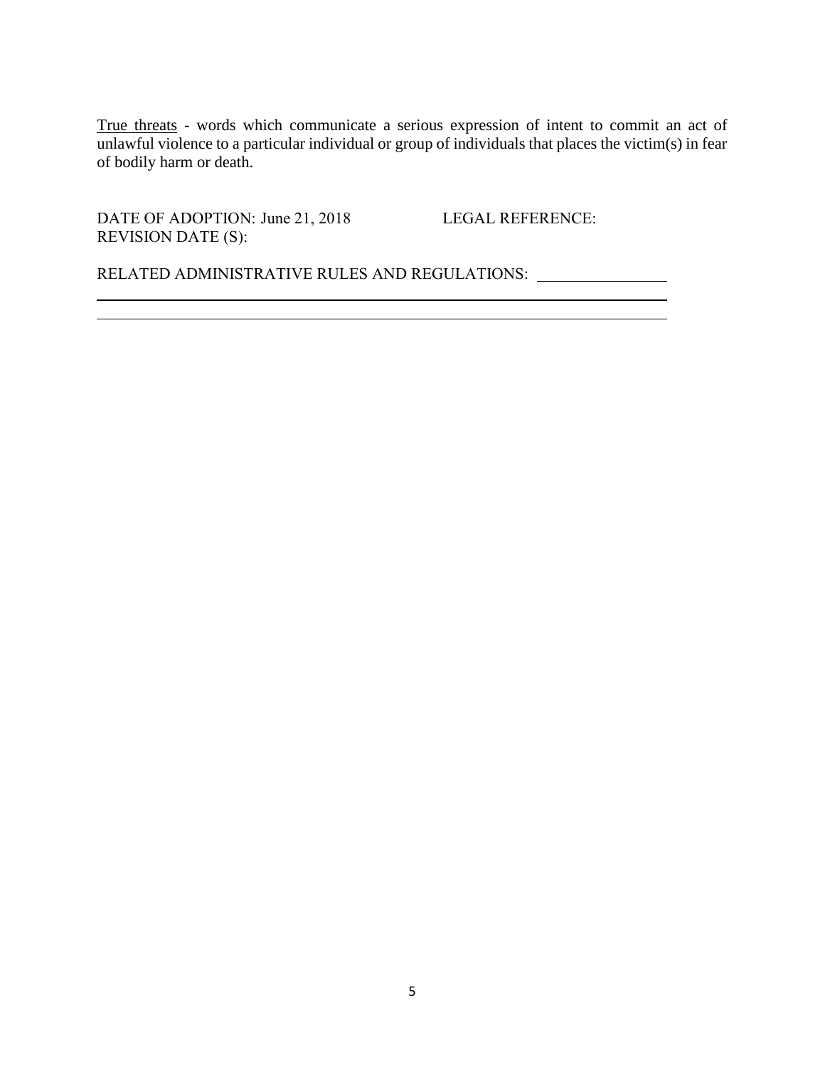<u>True threats</u> - words which communicate a serious expression of intent to commit an act of unlawful violence to a particular individual or group of individuals that places the victim(s) in fear of bodily harm or death.

DATE OF ADOPTION: June 21, 2018
REVISION DATE (S):

LEGAL REFERENCE:

RELATED ADMINISTRATIVE RULES AND REGULATIONS: ________________